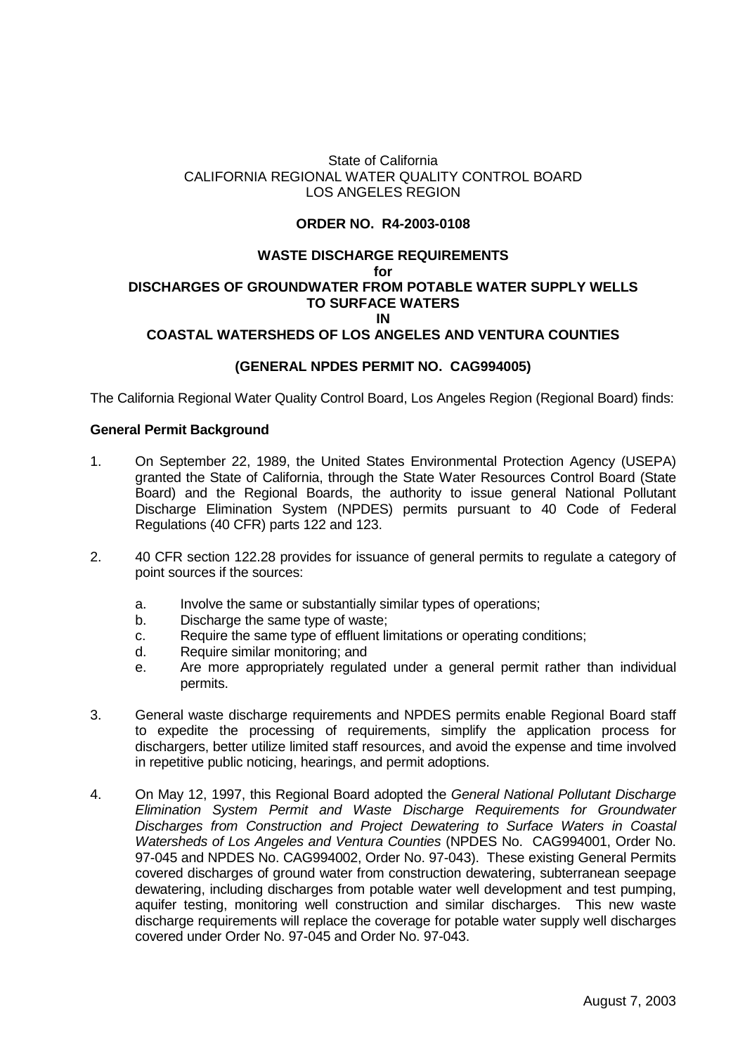State of California
CALIFORNIA REGIONAL WATER QUALITY CONTROL BOARD
LOS ANGELES REGION

**ORDER NO. R4-2003-0108**

**WASTE DISCHARGE REQUIREMENTS**
**for**
**DISCHARGES OF GROUNDWATER FROM POTABLE WATER SUPPLY WELLS**
**TO SURFACE WATERS**
**IN**
**COASTAL WATERSHEDS OF LOS ANGELES AND VENTURA COUNTIES**

**(GENERAL NPDES PERMIT NO. CAG994005)**

The California Regional Water Quality Control Board, Los Angeles Region (Regional Board) finds:

**General Permit Background**

1. On September 22, 1989, the United States Environmental Protection Agency (USEPA) granted the State of California, through the State Water Resources Control Board (State Board) and the Regional Boards, the authority to issue general National Pollutant Discharge Elimination System (NPDES) permits pursuant to 40 Code of Federal Regulations (40 CFR) parts 122 and 123.

2. 40 CFR section 122.28 provides for issuance of general permits to regulate a category of point sources if the sources:

   a. Involve the same or substantially similar types of operations;
   b. Discharge the same type of waste;
   c. Require the same type of effluent limitations or operating conditions;
   d. Require similar monitoring; and
   e. Are more appropriately regulated under a general permit rather than individual permits.

3. General waste discharge requirements and NPDES permits enable Regional Board staff to expedite the processing of requirements, simplify the application process for dischargers, better utilize limited staff resources, and avoid the expense and time involved in repetitive public noticing, hearings, and permit adoptions.

4. On May 12, 1997, this Regional Board adopted the *General National Pollutant Discharge Elimination System Permit and Waste Discharge Requirements for Groundwater Discharges from Construction and Project Dewatering to Surface Waters in Coastal Watersheds of Los Angeles and Ventura Counties* (NPDES No. CAG994001, Order No. 97-045 and NPDES No. CAG994002, Order No. 97-043). These existing General Permits covered discharges of ground water from construction dewatering, subterranean seepage dewatering, including discharges from potable water well development and test pumping, aquifer testing, monitoring well construction and similar discharges. This new waste discharge requirements will replace the coverage for potable water supply well discharges covered under Order No. 97-045 and Order No. 97-043.

August 7, 2003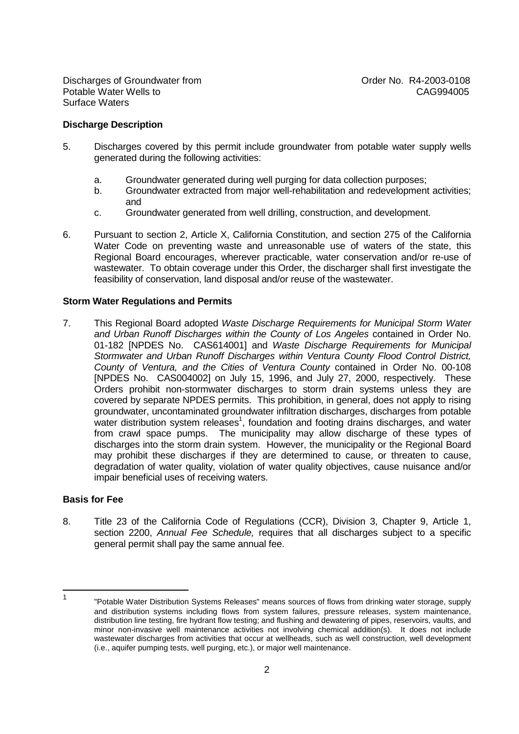**Discharge Description**

5. Discharges covered by this permit include groundwater from potable water supply wells generated during the following activities:

   a. Groundwater generated during well purging for data collection purposes;
   b. Groundwater extracted from major well-rehabilitation and redevelopment activities; and
   c. Groundwater generated from well drilling, construction, and development.

6. Pursuant to section 2, Article X, California Constitution, and section 275 of the California Water Code on preventing waste and unreasonable use of waters of the state, this Regional Board encourages, wherever practicable, water conservation and/or re-use of wastewater. To obtain coverage under this Order, the discharger shall first investigate the feasibility of conservation, land disposal and/or reuse of the wastewater.

**Storm Water Regulations and Permits**

7. This Regional Board adopted *Waste Discharge Requirements for Municipal Storm Water and Urban Runoff Discharges within the County of Los Angeles* contained in Order No. 01-182 [NPDES No. CAS614001] and *Waste Discharge Requirements for Municipal Stormwater and Urban Runoff Discharges within Ventura County Flood Control District, County of Ventura, and the Cities of Ventura County* contained in Order No. 00-108 [NPDES No. CAS004002] on July 15, 1996, and July 27, 2000, respectively. These Orders prohibit non-stormwater discharges to storm drain systems unless they are covered by separate NPDES permits. This prohibition, in general, does not apply to rising groundwater, uncontaminated groundwater infiltration discharges, discharges from potable water distribution system releases[1], foundation and footing drains discharges, and water from crawl space pumps. The municipality may allow discharge of these types of discharges into the storm drain system. However, the municipality or the Regional Board may prohibit these discharges if they are determined to cause, or threaten to cause, degradation of water quality, violation of water quality objectives, cause nuisance and/or impair beneficial uses of receiving waters.

**Basis for Fee**

8. Title 23 of the California Code of Regulations (CCR), Division 3, Chapter 9, Article 1, section 2200, *Annual Fee Schedule,* requires that all discharges subject to a specific general permit shall pay the same annual fee.

---

[1] "Potable Water Distribution Systems Releases" means sources of flows from drinking water storage, supply and distribution systems including flows from system failures, pressure releases, system maintenance, distribution line testing, fire hydrant flow testing; and flushing and dewatering of pipes, reservoirs, vaults, and minor non-invasive well maintenance activities not involving chemical addition(s). It does not include wastewater discharges from activities that occur at wellheads, such as well construction, well development (i.e., aquifer pumping tests, well purging, etc.), or major well maintenance.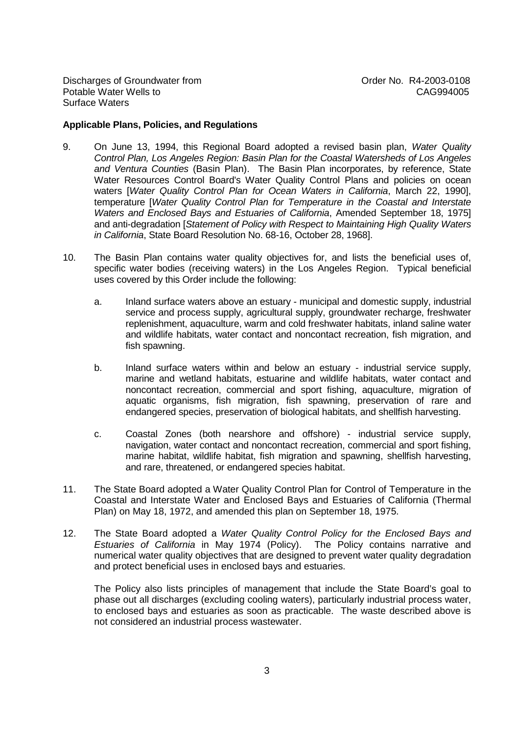**Applicable Plans, Policies, and Regulations**

9. On June 13, 1994, this Regional Board adopted a revised basin plan, *Water Quality Control Plan, Los Angeles Region: Basin Plan for the Coastal Watersheds of Los Angeles and Ventura Counties* (Basin Plan). The Basin Plan incorporates, by reference, State Water Resources Control Board's Water Quality Control Plans and policies on ocean waters [*Water Quality Control Plan for Ocean Waters in California*, March 22, 1990], temperature [*Water Quality Control Plan for Temperature in the Coastal and Interstate Waters and Enclosed Bays and Estuaries of California*, Amended September 18, 1975] and anti-degradation [*Statement of Policy with Respect to Maintaining High Quality Waters in California*, State Board Resolution No. 68-16, October 28, 1968].

10. The Basin Plan contains water quality objectives for, and lists the beneficial uses of, specific water bodies (receiving waters) in the Los Angeles Region. Typical beneficial uses covered by this Order include the following:

    a. Inland surface waters above an estuary - municipal and domestic supply, industrial service and process supply, agricultural supply, groundwater recharge, freshwater replenishment, aquaculture, warm and cold freshwater habitats, inland saline water and wildlife habitats, water contact and noncontact recreation, fish migration, and fish spawning.

    b. Inland surface waters within and below an estuary - industrial service supply, marine and wetland habitats, estuarine and wildlife habitats, water contact and noncontact recreation, commercial and sport fishing, aquaculture, migration of aquatic organisms, fish migration, fish spawning, preservation of rare and endangered species, preservation of biological habitats, and shellfish harvesting.

    c. Coastal Zones (both nearshore and offshore) - industrial service supply, navigation, water contact and noncontact recreation, commercial and sport fishing, marine habitat, wildlife habitat, fish migration and spawning, shellfish harvesting, and rare, threatened, or endangered species habitat.

11. The State Board adopted a Water Quality Control Plan for Control of Temperature in the Coastal and Interstate Water and Enclosed Bays and Estuaries of California (Thermal Plan) on May 18, 1972, and amended this plan on September 18, 1975.

12. The State Board adopted a *Water Quality Control Policy for the Enclosed Bays and Estuaries of California* in May 1974 (Policy). The Policy contains narrative and numerical water quality objectives that are designed to prevent water quality degradation and protect beneficial uses in enclosed bays and estuaries.

    The Policy also lists principles of management that include the State Board's goal to phase out all discharges (excluding cooling waters), particularly industrial process water, to enclosed bays and estuaries as soon as practicable. The waste described above is not considered an industrial process wastewater.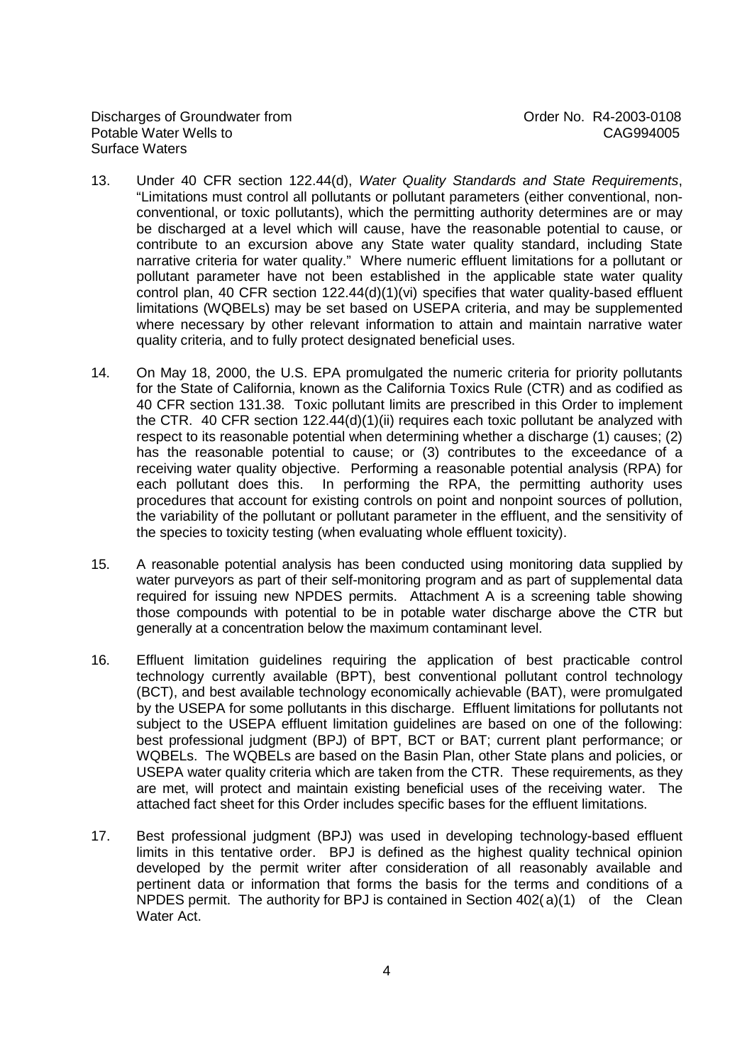13. Under 40 CFR section 122.44(d), *Water Quality Standards and State Requirements*, "Limitations must control all pollutants or pollutant parameters (either conventional, non-conventional, or toxic pollutants), which the permitting authority determines are or may be discharged at a level which will cause, have the reasonable potential to cause, or contribute to an excursion above any State water quality standard, including State narrative criteria for water quality." Where numeric effluent limitations for a pollutant or pollutant parameter have not been established in the applicable state water quality control plan, 40 CFR section 122.44(d)(1)(vi) specifies that water quality-based effluent limitations (WQBELs) may be set based on USEPA criteria, and may be supplemented where necessary by other relevant information to attain and maintain narrative water quality criteria, and to fully protect designated beneficial uses.

14. On May 18, 2000, the U.S. EPA promulgated the numeric criteria for priority pollutants for the State of California, known as the California Toxics Rule (CTR) and as codified as 40 CFR section 131.38. Toxic pollutant limits are prescribed in this Order to implement the CTR. 40 CFR section 122.44(d)(1)(ii) requires each toxic pollutant be analyzed with respect to its reasonable potential when determining whether a discharge (1) causes; (2) has the reasonable potential to cause; or (3) contributes to the exceedance of a receiving water quality objective. Performing a reasonable potential analysis (RPA) for each pollutant does this. In performing the RPA, the permitting authority uses procedures that account for existing controls on point and nonpoint sources of pollution, the variability of the pollutant or pollutant parameter in the effluent, and the sensitivity of the species to toxicity testing (when evaluating whole effluent toxicity).

15. A reasonable potential analysis has been conducted using monitoring data supplied by water purveyors as part of their self-monitoring program and as part of supplemental data required for issuing new NPDES permits. Attachment A is a screening table showing those compounds with potential to be in potable water discharge above the CTR but generally at a concentration below the maximum contaminant level.

16. Effluent limitation guidelines requiring the application of best practicable control technology currently available (BPT), best conventional pollutant control technology (BCT), and best available technology economically achievable (BAT), were promulgated by the USEPA for some pollutants in this discharge. Effluent limitations for pollutants not subject to the USEPA effluent limitation guidelines are based on one of the following: best professional judgment (BPJ) of BPT, BCT or BAT; current plant performance; or WQBELs. The WQBELs are based on the Basin Plan, other State plans and policies, or USEPA water quality criteria which are taken from the CTR. These requirements, as they are met, will protect and maintain existing beneficial uses of the receiving water. The attached fact sheet for this Order includes specific bases for the effluent limitations.

17. Best professional judgment (BPJ) was used in developing technology-based effluent limits in this tentative order. BPJ is defined as the highest quality technical opinion developed by the permit writer after consideration of all reasonably available and pertinent data or information that forms the basis for the terms and conditions of a NPDES permit. The authority for BPJ is contained in Section 402(a)(1) of the Clean Water Act.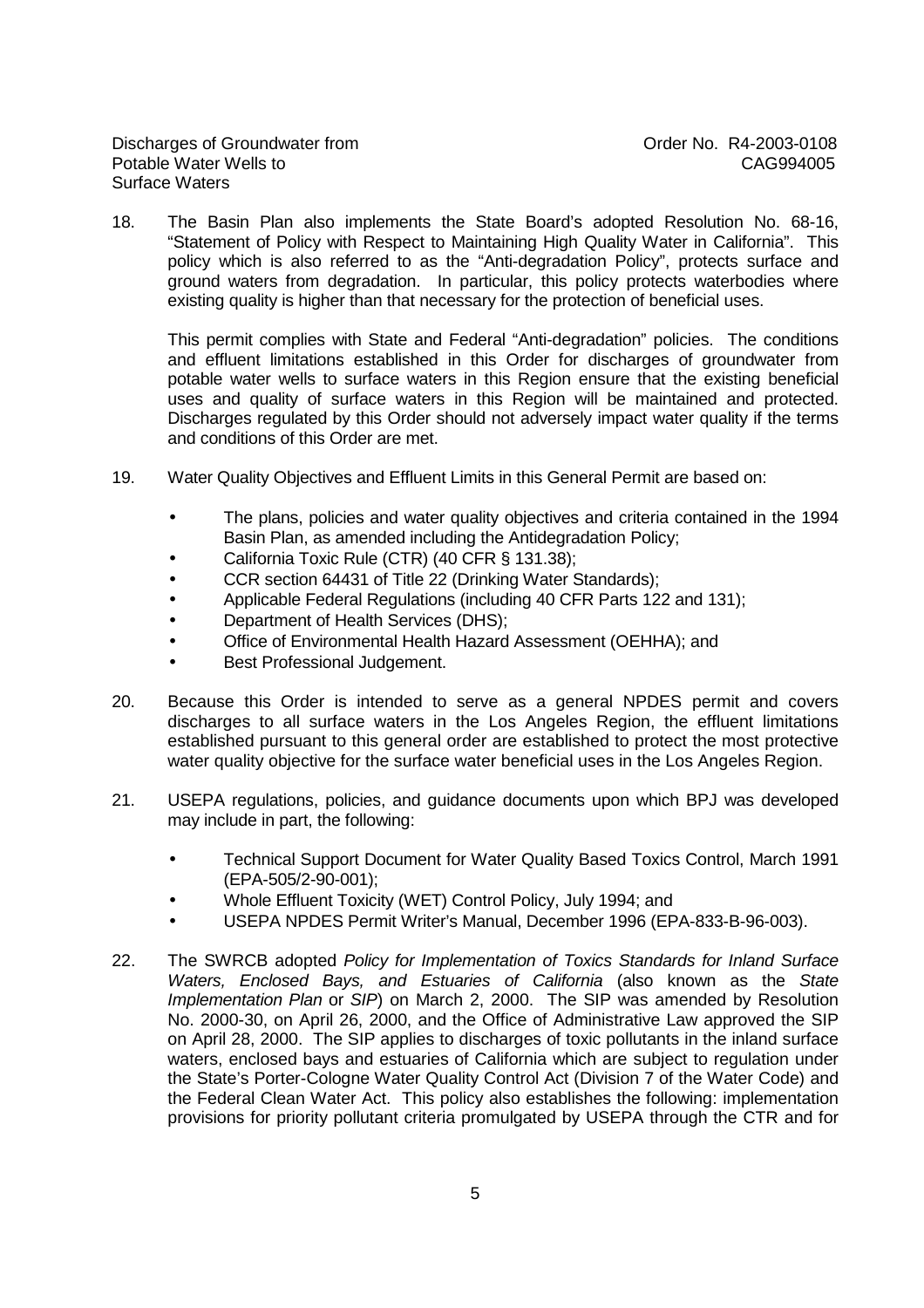18. The Basin Plan also implements the State Board's adopted Resolution No. 68-16, "Statement of Policy with Respect to Maintaining High Quality Water in California". This policy which is also referred to as the "Anti-degradation Policy", protects surface and ground waters from degradation. In particular, this policy protects waterbodies where existing quality is higher than that necessary for the protection of beneficial uses.

    This permit complies with State and Federal "Anti-degradation" policies. The conditions and effluent limitations established in this Order for discharges of groundwater from potable water wells to surface waters in this Region ensure that the existing beneficial uses and quality of surface waters in this Region will be maintained and protected. Discharges regulated by this Order should not adversely impact water quality if the terms and conditions of this Order are met.

19. Water Quality Objectives and Effluent Limits in this General Permit are based on:

    - The plans, policies and water quality objectives and criteria contained in the 1994 Basin Plan, as amended including the Antidegradation Policy;
    - California Toxic Rule (CTR) (40 CFR § 131.38);
    - CCR section 64431 of Title 22 (Drinking Water Standards);
    - Applicable Federal Regulations (including 40 CFR Parts 122 and 131);
    - Department of Health Services (DHS);
    - Office of Environmental Health Hazard Assessment (OEHHA); and
    - Best Professional Judgement.

20. Because this Order is intended to serve as a general NPDES permit and covers discharges to all surface waters in the Los Angeles Region, the effluent limitations established pursuant to this general order are established to protect the most protective water quality objective for the surface water beneficial uses in the Los Angeles Region.

21. USEPA regulations, policies, and guidance documents upon which BPJ was developed may include in part, the following:

    - Technical Support Document for Water Quality Based Toxics Control, March 1991 (EPA-505/2-90-001);
    - Whole Effluent Toxicity (WET) Control Policy, July 1994; and
    - USEPA NPDES Permit Writer's Manual, December 1996 (EPA-833-B-96-003).

22. The SWRCB adopted *Policy for Implementation of Toxics Standards for Inland Surface Waters, Enclosed Bays, and Estuaries of California* (also known as the *State Implementation Plan* or *SIP*) on March 2, 2000. The SIP was amended by Resolution No. 2000-30, on April 26, 2000, and the Office of Administrative Law approved the SIP on April 28, 2000. The SIP applies to discharges of toxic pollutants in the inland surface waters, enclosed bays and estuaries of California which are subject to regulation under the State's Porter-Cologne Water Quality Control Act (Division 7 of the Water Code) and the Federal Clean Water Act. This policy also establishes the following: implementation provisions for priority pollutant criteria promulgated by USEPA through the CTR and for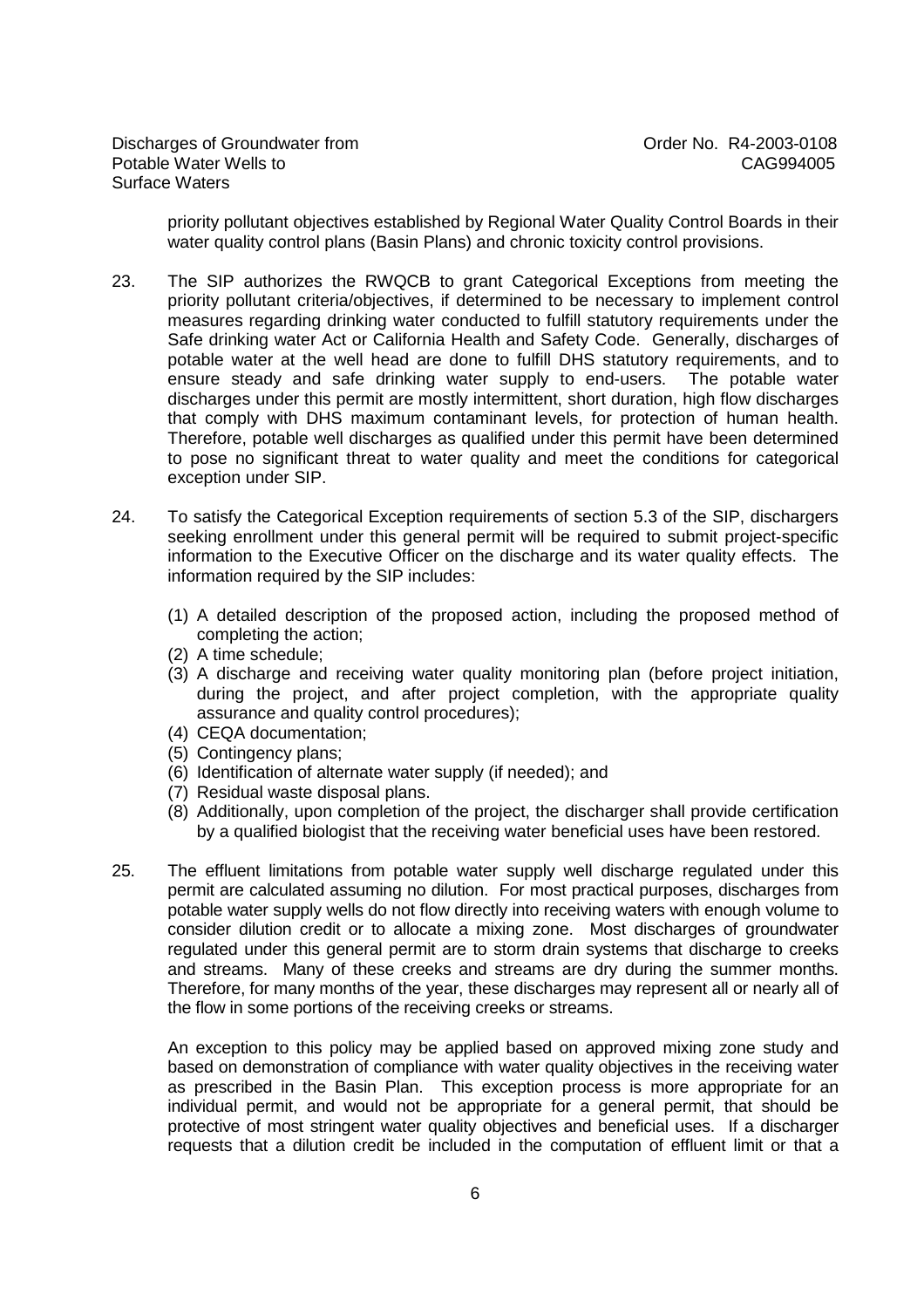priority pollutant objectives established by Regional Water Quality Control Boards in their water quality control plans (Basin Plans) and chronic toxicity control provisions.

23. The SIP authorizes the RWQCB to grant Categorical Exceptions from meeting the priority pollutant criteria/objectives, if determined to be necessary to implement control measures regarding drinking water conducted to fulfill statutory requirements under the Safe drinking water Act or California Health and Safety Code. Generally, discharges of potable water at the well head are done to fulfill DHS statutory requirements, and to ensure steady and safe drinking water supply to end-users. The potable water discharges under this permit are mostly intermittent, short duration, high flow discharges that comply with DHS maximum contaminant levels, for protection of human health. Therefore, potable well discharges as qualified under this permit have been determined to pose no significant threat to water quality and meet the conditions for categorical exception under SIP.

24. To satisfy the Categorical Exception requirements of section 5.3 of the SIP, dischargers seeking enrollment under this general permit will be required to submit project-specific information to the Executive Officer on the discharge and its water quality effects. The information required by the SIP includes:

    (1) A detailed description of the proposed action, including the proposed method of completing the action;
    (2) A time schedule;
    (3) A discharge and receiving water quality monitoring plan (before project initiation, during the project, and after project completion, with the appropriate quality assurance and quality control procedures);
    (4) CEQA documentation;
    (5) Contingency plans;
    (6) Identification of alternate water supply (if needed); and
    (7) Residual waste disposal plans.
    (8) Additionally, upon completion of the project, the discharger shall provide certification by a qualified biologist that the receiving water beneficial uses have been restored.

25. The effluent limitations from potable water supply well discharge regulated under this permit are calculated assuming no dilution. For most practical purposes, discharges from potable water supply wells do not flow directly into receiving waters with enough volume to consider dilution credit or to allocate a mixing zone. Most discharges of groundwater regulated under this general permit are to storm drain systems that discharge to creeks and streams. Many of these creeks and streams are dry during the summer months. Therefore, for many months of the year, these discharges may represent all or nearly all of the flow in some portions of the receiving creeks or streams.

    An exception to this policy may be applied based on approved mixing zone study and based on demonstration of compliance with water quality objectives in the receiving water as prescribed in the Basin Plan. This exception process is more appropriate for an individual permit, and would not be appropriate for a general permit, that should be protective of most stringent water quality objectives and beneficial uses. If a discharger requests that a dilution credit be included in the computation of effluent limit or that a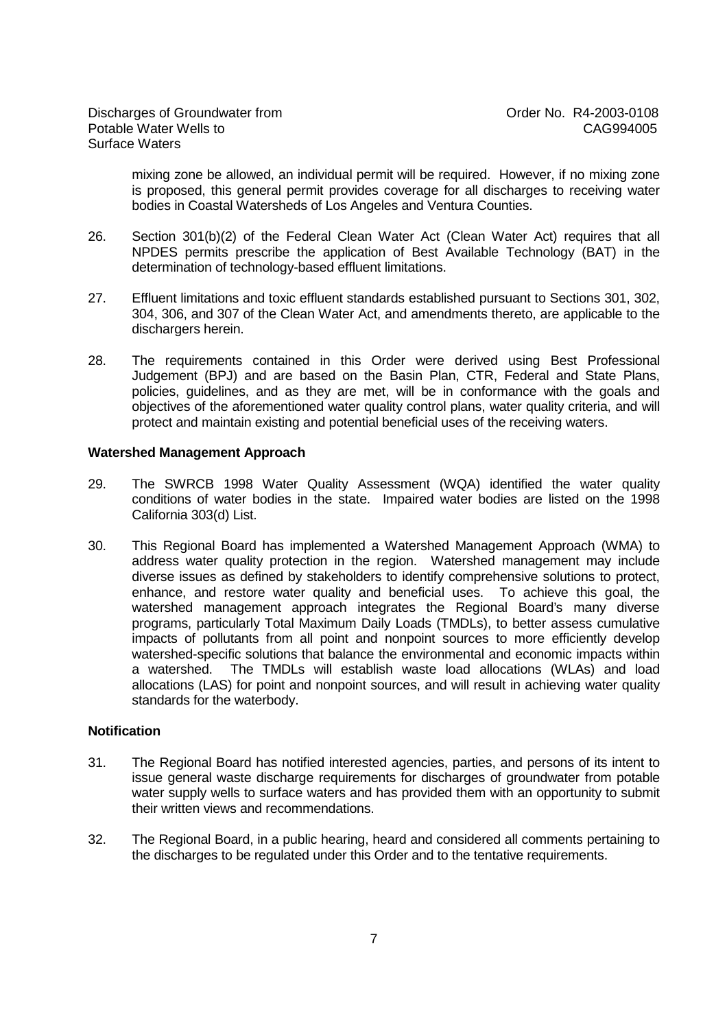mixing zone be allowed, an individual permit will be required. However, if no mixing zone is proposed, this general permit provides coverage for all discharges to receiving water bodies in Coastal Watersheds of Los Angeles and Ventura Counties.

26. Section 301(b)(2) of the Federal Clean Water Act (Clean Water Act) requires that all NPDES permits prescribe the application of Best Available Technology (BAT) in the determination of technology-based effluent limitations.

27. Effluent limitations and toxic effluent standards established pursuant to Sections 301, 302, 304, 306, and 307 of the Clean Water Act, and amendments thereto, are applicable to the dischargers herein.

28. The requirements contained in this Order were derived using Best Professional Judgement (BPJ) and are based on the Basin Plan, CTR, Federal and State Plans, policies, guidelines, and as they are met, will be in conformance with the goals and objectives of the aforementioned water quality control plans, water quality criteria, and will protect and maintain existing and potential beneficial uses of the receiving waters.

**Watershed Management Approach**

29. The SWRCB 1998 Water Quality Assessment (WQA) identified the water quality conditions of water bodies in the state. Impaired water bodies are listed on the 1998 California 303(d) List.

30. This Regional Board has implemented a Watershed Management Approach (WMA) to address water quality protection in the region. Watershed management may include diverse issues as defined by stakeholders to identify comprehensive solutions to protect, enhance, and restore water quality and beneficial uses. To achieve this goal, the watershed management approach integrates the Regional Board's many diverse programs, particularly Total Maximum Daily Loads (TMDLs), to better assess cumulative impacts of pollutants from all point and nonpoint sources to more efficiently develop watershed-specific solutions that balance the environmental and economic impacts within a watershed. The TMDLs will establish waste load allocations (WLAs) and load allocations (LAS) for point and nonpoint sources, and will result in achieving water quality standards for the waterbody.

**Notification**

31. The Regional Board has notified interested agencies, parties, and persons of its intent to issue general waste discharge requirements for discharges of groundwater from potable water supply wells to surface waters and has provided them with an opportunity to submit their written views and recommendations.

32. The Regional Board, in a public hearing, heard and considered all comments pertaining to the discharges to be regulated under this Order and to the tentative requirements.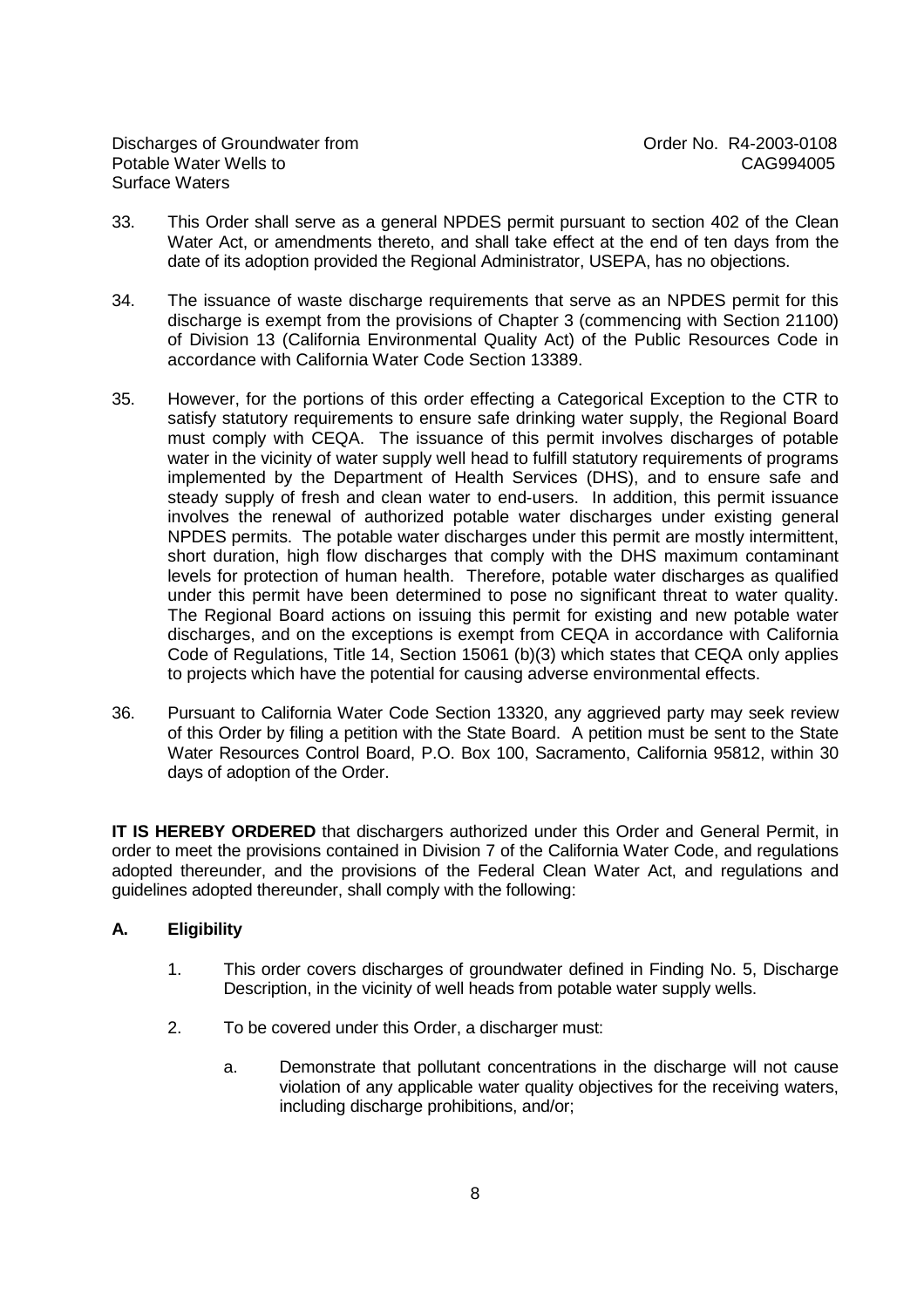33. This Order shall serve as a general NPDES permit pursuant to section 402 of the Clean Water Act, or amendments thereto, and shall take effect at the end of ten days from the date of its adoption provided the Regional Administrator, USEPA, has no objections.

34. The issuance of waste discharge requirements that serve as an NPDES permit for this discharge is exempt from the provisions of Chapter 3 (commencing with Section 21100) of Division 13 (California Environmental Quality Act) of the Public Resources Code in accordance with California Water Code Section 13389.

35. However, for the portions of this order effecting a Categorical Exception to the CTR to satisfy statutory requirements to ensure safe drinking water supply, the Regional Board must comply with CEQA. The issuance of this permit involves discharges of potable water in the vicinity of water supply well head to fulfill statutory requirements of programs implemented by the Department of Health Services (DHS), and to ensure safe and steady supply of fresh and clean water to end-users. In addition, this permit issuance involves the renewal of authorized potable water discharges under existing general NPDES permits. The potable water discharges under this permit are mostly intermittent, short duration, high flow discharges that comply with the DHS maximum contaminant levels for protection of human health. Therefore, potable water discharges as qualified under this permit have been determined to pose no significant threat to water quality. The Regional Board actions on issuing this permit for existing and new potable water discharges, and on the exceptions is exempt from CEQA in accordance with California Code of Regulations, Title 14, Section 15061 (b)(3) which states that CEQA only applies to projects which have the potential for causing adverse environmental effects.

36. Pursuant to California Water Code Section 13320, any aggrieved party may seek review of this Order by filing a petition with the State Board. A petition must be sent to the State Water Resources Control Board, P.O. Box 100, Sacramento, California 95812, within 30 days of adoption of the Order.

**IT IS HEREBY ORDERED** that dischargers authorized under this Order and General Permit, in order to meet the provisions contained in Division 7 of the California Water Code, and regulations adopted thereunder, and the provisions of the Federal Clean Water Act, and regulations and guidelines adopted thereunder, shall comply with the following:

## A. Eligibility

1. This order covers discharges of groundwater defined in Finding No. 5, Discharge Description, in the vicinity of well heads from potable water supply wells.

2. To be covered under this Order, a discharger must:

   a. Demonstrate that pollutant concentrations in the discharge will not cause violation of any applicable water quality objectives for the receiving waters, including discharge prohibitions, and/or;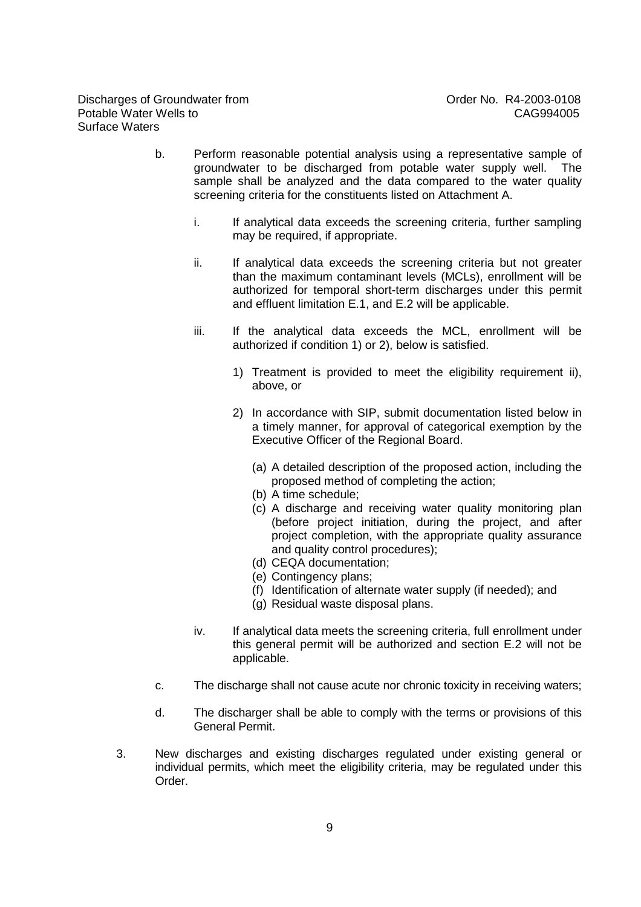b. Perform reasonable potential analysis using a representative sample of groundwater to be discharged from potable water supply well. The sample shall be analyzed and the data compared to the water quality screening criteria for the constituents listed on Attachment A.

   i. If analytical data exceeds the screening criteria, further sampling may be required, if appropriate.

   ii. If analytical data exceeds the screening criteria but not greater than the maximum contaminant levels (MCLs), enrollment will be authorized for temporal short-term discharges under this permit and effluent limitation E.1, and E.2 will be applicable.

   iii. If the analytical data exceeds the MCL, enrollment will be authorized if condition 1) or 2), below is satisfied.

      1) Treatment is provided to meet the eligibility requirement ii), above, or

      2) In accordance with SIP, submit documentation listed below in a timely manner, for approval of categorical exemption by the Executive Officer of the Regional Board.

         (a) A detailed description of the proposed action, including the proposed method of completing the action;
         (b) A time schedule;
         (c) A discharge and receiving water quality monitoring plan (before project initiation, during the project, and after project completion, with the appropriate quality assurance and quality control procedures);
         (d) CEQA documentation;
         (e) Contingency plans;
         (f) Identification of alternate water supply (if needed); and
         (g) Residual waste disposal plans.

   iv. If analytical data meets the screening criteria, full enrollment under this general permit will be authorized and section E.2 will not be applicable.

c. The discharge shall not cause acute nor chronic toxicity in receiving waters;

d. The discharger shall be able to comply with the terms or provisions of this General Permit.

3. New discharges and existing discharges regulated under existing general or individual permits, which meet the eligibility criteria, may be regulated under this Order.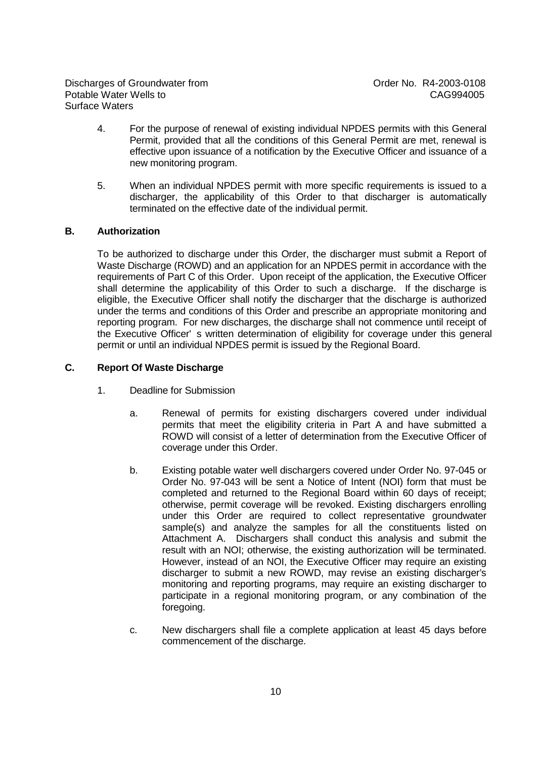4. For the purpose of renewal of existing individual NPDES permits with this General Permit, provided that all the conditions of this General Permit are met, renewal is effective upon issuance of a notification by the Executive Officer and issuance of a new monitoring program.

5. When an individual NPDES permit with more specific requirements is issued to a discharger, the applicability of this Order to that discharger is automatically terminated on the effective date of the individual permit.

## B. Authorization

To be authorized to discharge under this Order, the discharger must submit a Report of Waste Discharge (ROWD) and an application for an NPDES permit in accordance with the requirements of Part C of this Order. Upon receipt of the application, the Executive Officer shall determine the applicability of this Order to such a discharge. If the discharge is eligible, the Executive Officer shall notify the discharger that the discharge is authorized under the terms and conditions of this Order and prescribe an appropriate monitoring and reporting program. For new discharges, the discharge shall not commence until receipt of the Executive Officer' s written determination of eligibility for coverage under this general permit or until an individual NPDES permit is issued by the Regional Board.

## C. Report Of Waste Discharge

1. Deadline for Submission

   a. Renewal of permits for existing dischargers covered under individual permits that meet the eligibility criteria in Part A and have submitted a ROWD will consist of a letter of determination from the Executive Officer of coverage under this Order.

   b. Existing potable water well dischargers covered under Order No. 97-045 or Order No. 97-043 will be sent a Notice of Intent (NOI) form that must be completed and returned to the Regional Board within 60 days of receipt; otherwise, permit coverage will be revoked. Existing dischargers enrolling under this Order are required to collect representative groundwater sample(s) and analyze the samples for all the constituents listed on Attachment A. Dischargers shall conduct this analysis and submit the result with an NOI; otherwise, the existing authorization will be terminated. However, instead of an NOI, the Executive Officer may require an existing discharger to submit a new ROWD, may revise an existing discharger's monitoring and reporting programs, may require an existing discharger to participate in a regional monitoring program, or any combination of the foregoing.

   c. New dischargers shall file a complete application at least 45 days before commencement of the discharge.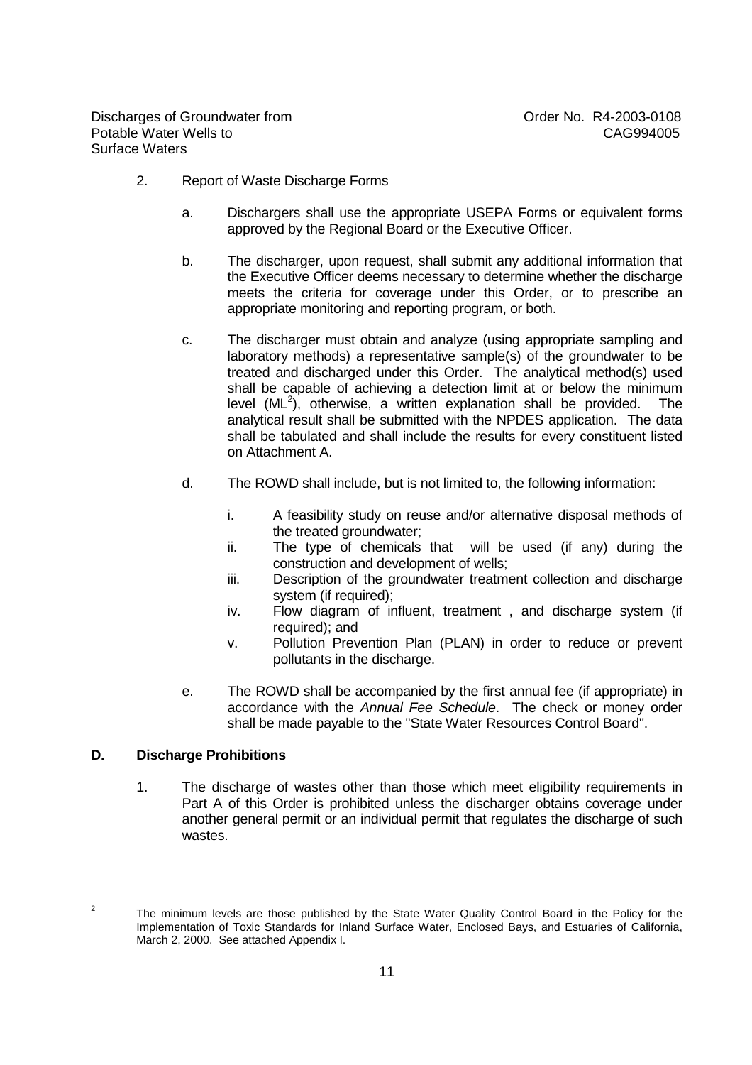2. Report of Waste Discharge Forms

   a. Dischargers shall use the appropriate USEPA Forms or equivalent forms approved by the Regional Board or the Executive Officer.

   b. The discharger, upon request, shall submit any additional information that the Executive Officer deems necessary to determine whether the discharge meets the criteria for coverage under this Order, or to prescribe an appropriate monitoring and reporting program, or both.

   c. The discharger must obtain and analyze (using appropriate sampling and laboratory methods) a representative sample(s) of the groundwater to be treated and discharged under this Order. The analytical method(s) used shall be capable of achieving a detection limit at or below the minimum level (ML[2]), otherwise, a written explanation shall be provided. The analytical result shall be submitted with the NPDES application. The data shall be tabulated and shall include the results for every constituent listed on Attachment A.

   d. The ROWD shall include, but is not limited to, the following information:

      i. A feasibility study on reuse and/or alternative disposal methods of the treated groundwater;
      ii. The type of chemicals that will be used (if any) during the construction and development of wells;
      iii. Description of the groundwater treatment collection and discharge system (if required);
      iv. Flow diagram of influent, treatment , and discharge system (if required); and
      v. Pollution Prevention Plan (PLAN) in order to reduce or prevent pollutants in the discharge.

   e. The ROWD shall be accompanied by the first annual fee (if appropriate) in accordance with the *Annual Fee Schedule*. The check or money order shall be made payable to the "State Water Resources Control Board".

## D. Discharge Prohibitions

1. The discharge of wastes other than those which meet eligibility requirements in Part A of this Order is prohibited unless the discharger obtains coverage under another general permit or an individual permit that regulates the discharge of such wastes.

---

[2] The minimum levels are those published by the State Water Quality Control Board in the Policy for the Implementation of Toxic Standards for Inland Surface Water, Enclosed Bays, and Estuaries of California, March 2, 2000. See attached Appendix I.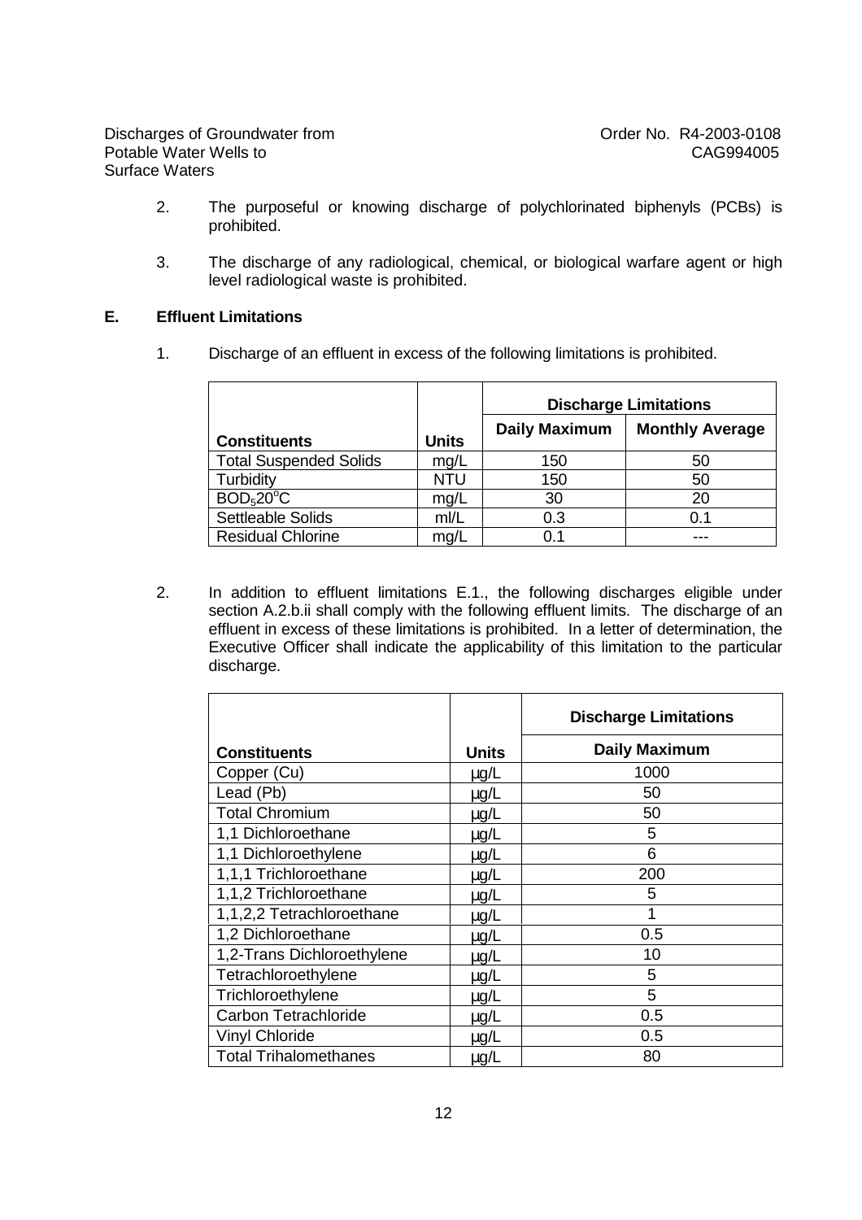2. The purposeful or knowing discharge of polychlorinated biphenyls (PCBs) is prohibited.

3. The discharge of any radiological, chemical, or biological warfare agent or high level radiological waste is prohibited.

## E. Effluent Limitations

1. Discharge of an effluent in excess of the following limitations is prohibited.

| Constituents | Units | Discharge Limitations | |
|---|---|---|---|
| | | Daily Maximum | Monthly Average |
| Total Suspended Solids | mg/L | 150 | 50 |
| Turbidity | NTU | 150 | 50 |
| $BOD_5 20^oC$ | mg/L | 30 | 20 |
| Settleable Solids | ml/L | 0.3 | 0.1 |
| Residual Chlorine | mg/L | 0.1 | --- |

2. In addition to effluent limitations E.1., the following discharges eligible under section A.2.b.ii shall comply with the following effluent limits. The discharge of an effluent in excess of these limitations is prohibited. In a letter of determination, the Executive Officer shall indicate the applicability of this limitation to the particular discharge.

| Constituents | Units | Discharge Limitations |
|---|---|---|
| | | Daily Maximum |
| Copper (Cu) | µg/L | 1000 |
| Lead (Pb) | µg/L | 50 |
| Total Chromium | µg/L | 50 |
| 1,1 Dichloroethane | µg/L | 5 |
| 1,1 Dichloroethylene | µg/L | 6 |
| 1,1,1 Trichloroethane | µg/L | 200 |
| 1,1,2 Trichloroethane | µg/L | 5 |
| 1,1,2,2 Tetrachloroethane | µg/L | 1 |
| 1,2 Dichloroethane | µg/L | 0.5 |
| 1,2-Trans Dichloroethylene | µg/L | 10 |
| Tetrachloroethylene | µg/L | 5 |
| Trichloroethylene | µg/L | 5 |
| Carbon Tetrachloride | µg/L | 0.5 |
| Vinyl Chloride | µg/L | 0.5 |
| Total Trihalomethanes | µg/L | 80 |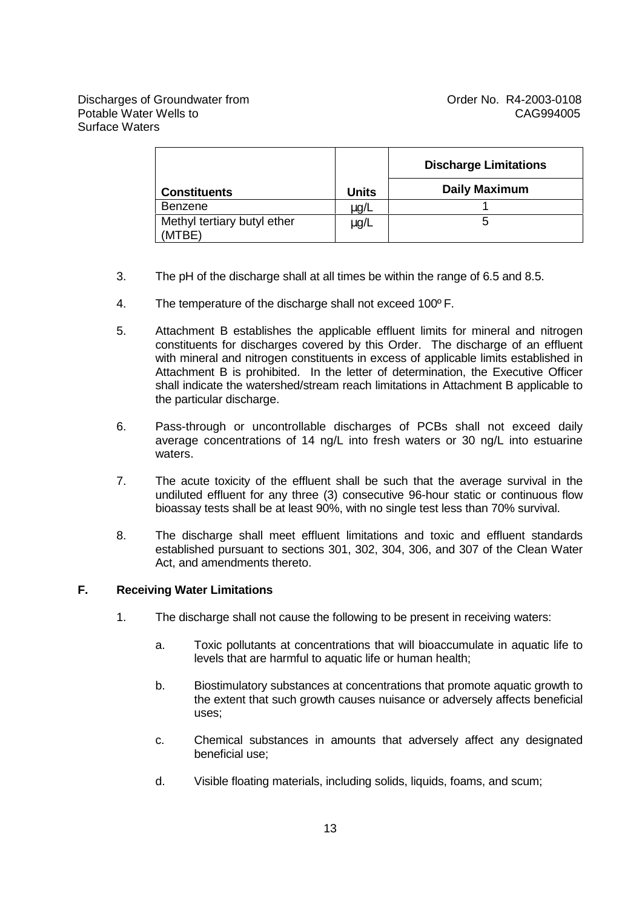| Constituents | Units | Discharge Limitations |
|---|---|---|
| | | Daily Maximum |
| Benzene | μg/L | 1 |
| Methyl tertiary butyl ether (MTBE) | μg/L | 5 |

3. The pH of the discharge shall at all times be within the range of 6.5 and 8.5.

4. The temperature of the discharge shall not exceed 100º F.

5. Attachment B establishes the applicable effluent limits for mineral and nitrogen constituents for discharges covered by this Order. The discharge of an effluent with mineral and nitrogen constituents in excess of applicable limits established in Attachment B is prohibited. In the letter of determination, the Executive Officer shall indicate the watershed/stream reach limitations in Attachment B applicable to the particular discharge.

6. Pass-through or uncontrollable discharges of PCBs shall not exceed daily average concentrations of 14 ng/L into fresh waters or 30 ng/L into estuarine waters.

7. The acute toxicity of the effluent shall be such that the average survival in the undiluted effluent for any three (3) consecutive 96-hour static or continuous flow bioassay tests shall be at least 90%, with no single test less than 70% survival.

8. The discharge shall meet effluent limitations and toxic and effluent standards established pursuant to sections 301, 302, 304, 306, and 307 of the Clean Water Act, and amendments thereto.

### F. Receiving Water Limitations

1. The discharge shall not cause the following to be present in receiving waters:

   a. Toxic pollutants at concentrations that will bioaccumulate in aquatic life to levels that are harmful to aquatic life or human health;

   b. Biostimulatory substances at concentrations that promote aquatic growth to the extent that such growth causes nuisance or adversely affects beneficial uses;

   c. Chemical substances in amounts that adversely affect any designated beneficial use;

   d. Visible floating materials, including solids, liquids, foams, and scum;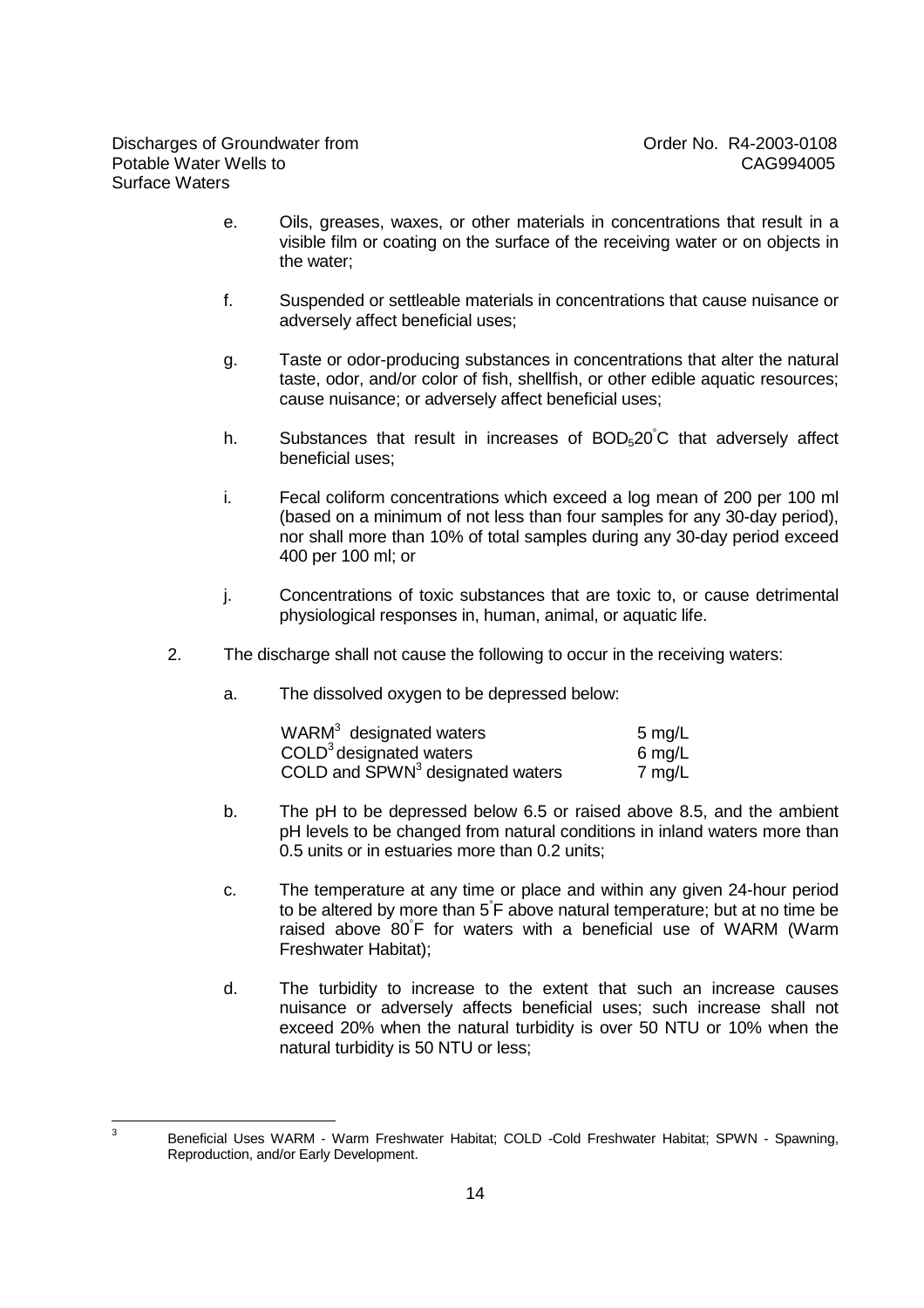e. Oils, greases, waxes, or other materials in concentrations that result in a visible film or coating on the surface of the receiving water or on objects in the water;

f. Suspended or settleable materials in concentrations that cause nuisance or adversely affect beneficial uses;

g. Taste or odor-producing substances in concentrations that alter the natural taste, odor, and/or color of fish, shellfish, or other edible aquatic resources; cause nuisance; or adversely affect beneficial uses;

h. Substances that result in increases of $BOD_5 20^\circ C$ that adversely affect beneficial uses;

i. Fecal coliform concentrations which exceed a log mean of 200 per 100 ml (based on a minimum of not less than four samples for any 30-day period), nor shall more than 10% of total samples during any 30-day period exceed 400 per 100 ml; or

j. Concentrations of toxic substances that are toxic to, or cause detrimental physiological responses in, human, animal, or aquatic life.

2. The discharge shall not cause the following to occur in the receiving waters:

a. The dissolved oxygen to be depressed below:

| | |
|---|---|
| WARM[3] designated waters | 5 mg/L |
| COLD[3] designated waters | 6 mg/L |
| COLD and SPWN[3] designated waters | 7 mg/L |

b. The pH to be depressed below 6.5 or raised above 8.5, and the ambient pH levels to be changed from natural conditions in inland waters more than 0.5 units or in estuaries more than 0.2 units;

c. The temperature at any time or place and within any given 24-hour period to be altered by more than $5^\circ F$ above natural temperature; but at no time be raised above $80^\circ F$ for waters with a beneficial use of WARM (Warm Freshwater Habitat);

d. The turbidity to increase to the extent that such an increase causes nuisance or adversely affects beneficial uses; such increase shall not exceed 20% when the natural turbidity is over 50 NTU or 10% when the natural turbidity is 50 NTU or less;

---

[3] Beneficial Uses WARM - Warm Freshwater Habitat; COLD -Cold Freshwater Habitat; SPWN - Spawning, Reproduction, and/or Early Development.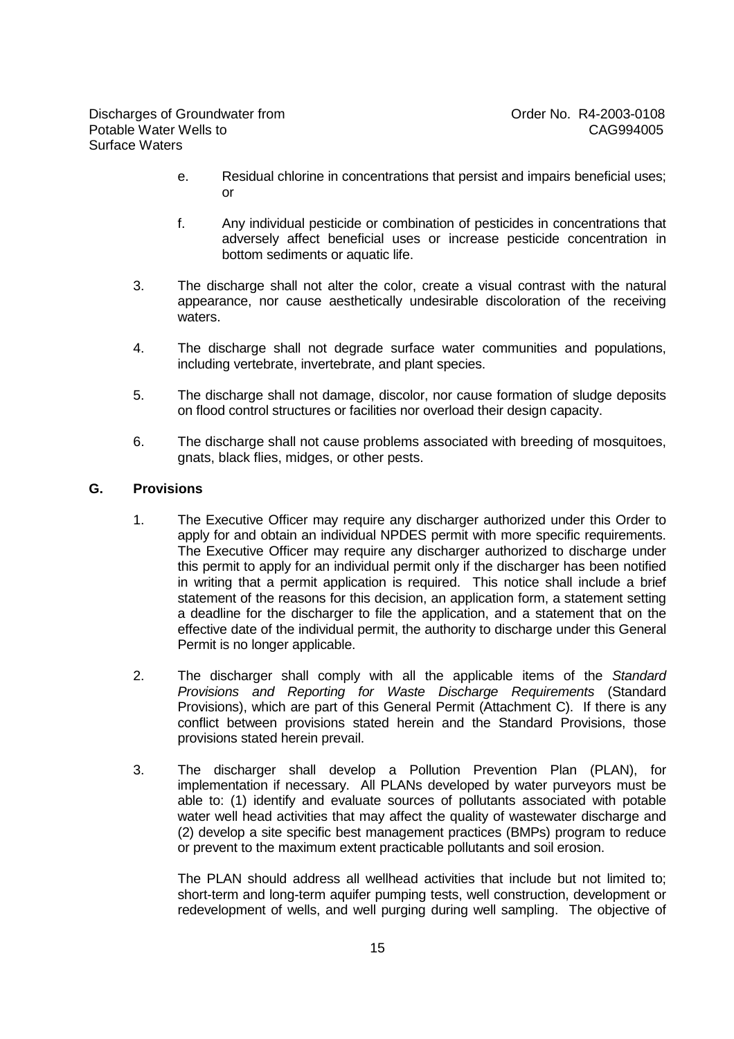e. Residual chlorine in concentrations that persist and impairs beneficial uses; or

f. Any individual pesticide or combination of pesticides in concentrations that adversely affect beneficial uses or increase pesticide concentration in bottom sediments or aquatic life.

3. The discharge shall not alter the color, create a visual contrast with the natural appearance, nor cause aesthetically undesirable discoloration of the receiving waters.

4. The discharge shall not degrade surface water communities and populations, including vertebrate, invertebrate, and plant species.

5. The discharge shall not damage, discolor, nor cause formation of sludge deposits on flood control structures or facilities nor overload their design capacity.

6. The discharge shall not cause problems associated with breeding of mosquitoes, gnats, black flies, midges, or other pests.

## G. Provisions

1. The Executive Officer may require any discharger authorized under this Order to apply for and obtain an individual NPDES permit with more specific requirements. The Executive Officer may require any discharger authorized to discharge under this permit to apply for an individual permit only if the discharger has been notified in writing that a permit application is required. This notice shall include a brief statement of the reasons for this decision, an application form, a statement setting a deadline for the discharger to file the application, and a statement that on the effective date of the individual permit, the authority to discharge under this General Permit is no longer applicable.

2. The discharger shall comply with all the applicable items of the *Standard Provisions and Reporting for Waste Discharge Requirements* (Standard Provisions), which are part of this General Permit (Attachment C). If there is any conflict between provisions stated herein and the Standard Provisions, those provisions stated herein prevail.

3. The discharger shall develop a Pollution Prevention Plan (PLAN), for implementation if necessary. All PLANs developed by water purveyors must be able to: (1) identify and evaluate sources of pollutants associated with potable water well head activities that may affect the quality of wastewater discharge and (2) develop a site specific best management practices (BMPs) program to reduce or prevent to the maximum extent practicable pollutants and soil erosion.

   The PLAN should address all wellhead activities that include but not limited to; short-term and long-term aquifer pumping tests, well construction, development or redevelopment of wells, and well purging during well sampling. The objective of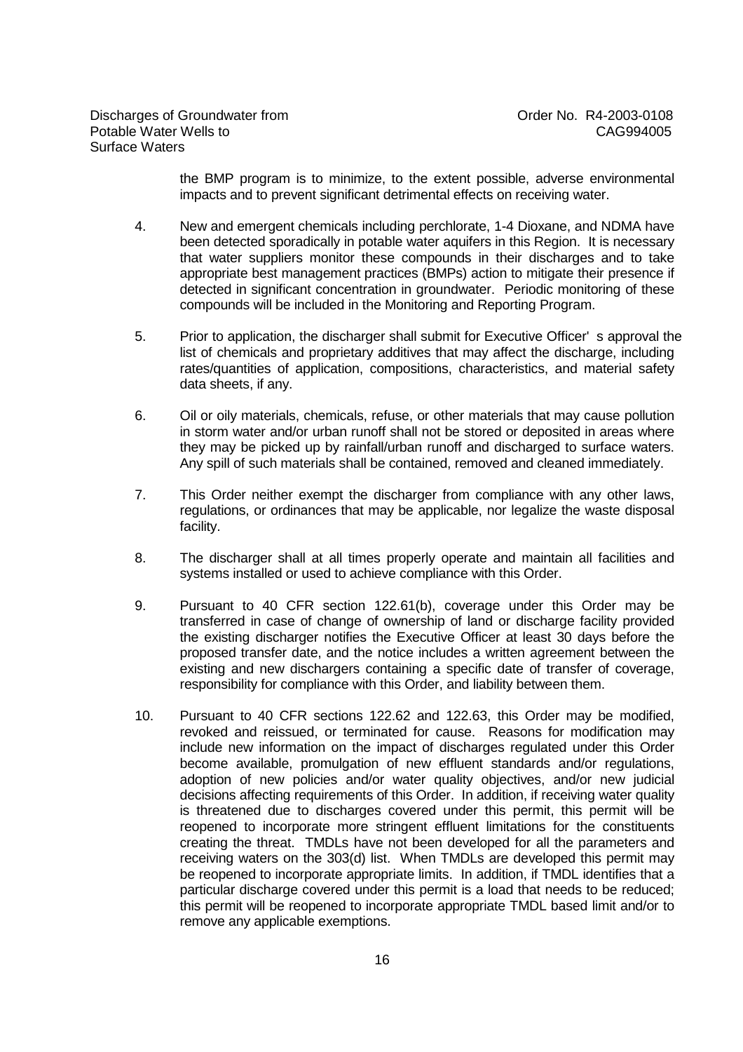the BMP program is to minimize, to the extent possible, adverse environmental impacts and to prevent significant detrimental effects on receiving water.

4. New and emergent chemicals including perchlorate, 1-4 Dioxane, and NDMA have been detected sporadically in potable water aquifers in this Region. It is necessary that water suppliers monitor these compounds in their discharges and to take appropriate best management practices (BMPs) action to mitigate their presence if detected in significant concentration in groundwater. Periodic monitoring of these compounds will be included in the Monitoring and Reporting Program.

5. Prior to application, the discharger shall submit for Executive Officer' s approval the list of chemicals and proprietary additives that may affect the discharge, including rates/quantities of application, compositions, characteristics, and material safety data sheets, if any.

6. Oil or oily materials, chemicals, refuse, or other materials that may cause pollution in storm water and/or urban runoff shall not be stored or deposited in areas where they may be picked up by rainfall/urban runoff and discharged to surface waters. Any spill of such materials shall be contained, removed and cleaned immediately.

7. This Order neither exempt the discharger from compliance with any other laws, regulations, or ordinances that may be applicable, nor legalize the waste disposal facility.

8. The discharger shall at all times properly operate and maintain all facilities and systems installed or used to achieve compliance with this Order.

9. Pursuant to 40 CFR section 122.61(b), coverage under this Order may be transferred in case of change of ownership of land or discharge facility provided the existing discharger notifies the Executive Officer at least 30 days before the proposed transfer date, and the notice includes a written agreement between the existing and new dischargers containing a specific date of transfer of coverage, responsibility for compliance with this Order, and liability between them.

10. Pursuant to 40 CFR sections 122.62 and 122.63, this Order may be modified, revoked and reissued, or terminated for cause. Reasons for modification may include new information on the impact of discharges regulated under this Order become available, promulgation of new effluent standards and/or regulations, adoption of new policies and/or water quality objectives, and/or new judicial decisions affecting requirements of this Order. In addition, if receiving water quality is threatened due to discharges covered under this permit, this permit will be reopened to incorporate more stringent effluent limitations for the constituents creating the threat. TMDLs have not been developed for all the parameters and receiving waters on the 303(d) list. When TMDLs are developed this permit may be reopened to incorporate appropriate limits. In addition, if TMDL identifies that a particular discharge covered under this permit is a load that needs to be reduced; this permit will be reopened to incorporate appropriate TMDL based limit and/or to remove any applicable exemptions.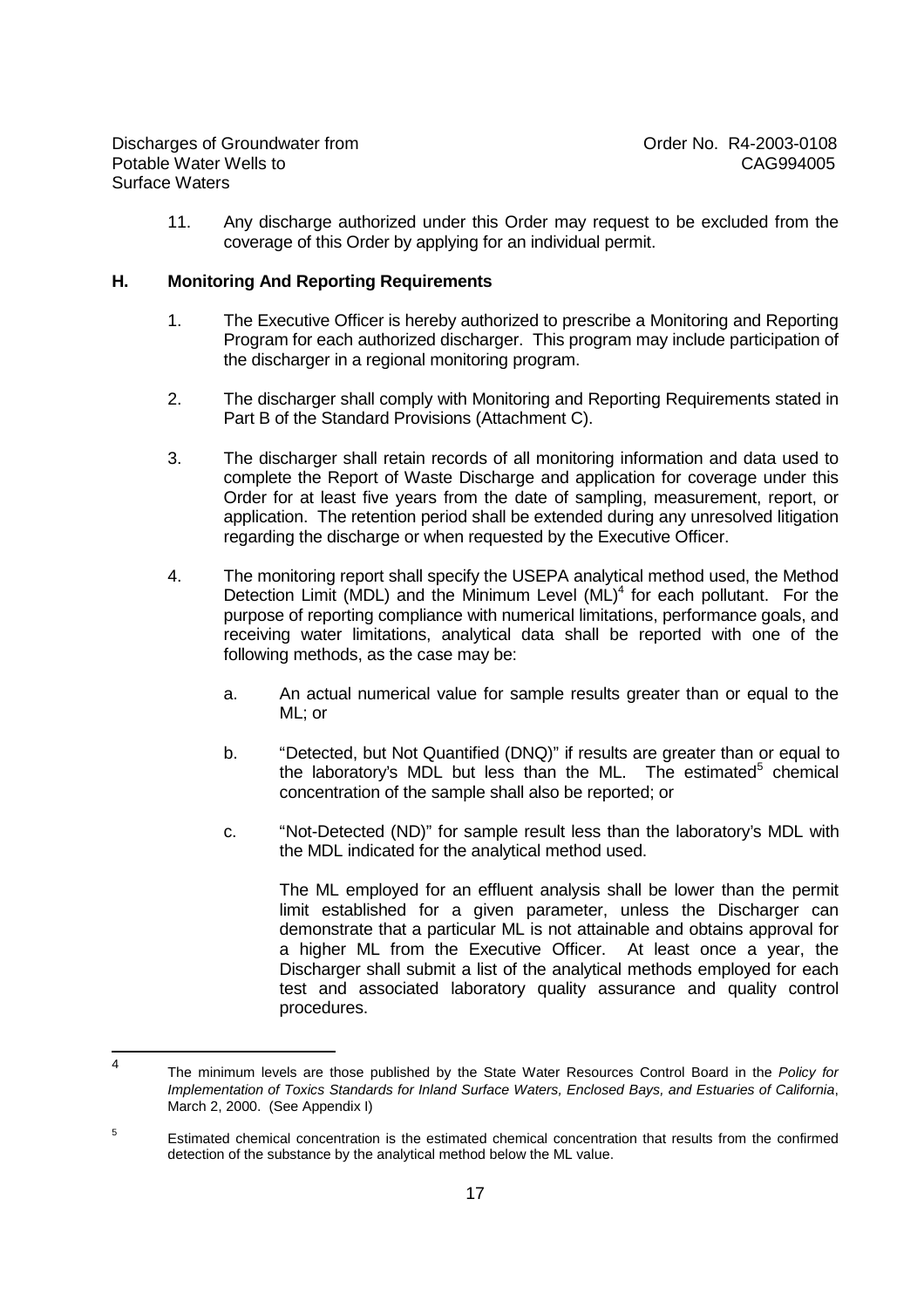11. Any discharge authorized under this Order may request to be excluded from the coverage of this Order by applying for an individual permit.

## H. Monitoring And Reporting Requirements

1. The Executive Officer is hereby authorized to prescribe a Monitoring and Reporting Program for each authorized discharger. This program may include participation of the discharger in a regional monitoring program.

2. The discharger shall comply with Monitoring and Reporting Requirements stated in Part B of the Standard Provisions (Attachment C).

3. The discharger shall retain records of all monitoring information and data used to complete the Report of Waste Discharge and application for coverage under this Order for at least five years from the date of sampling, measurement, report, or application. The retention period shall be extended during any unresolved litigation regarding the discharge or when requested by the Executive Officer.

4. The monitoring report shall specify the USEPA analytical method used, the Method Detection Limit (MDL) and the Minimum Level (ML)[4] for each pollutant. For the purpose of reporting compliance with numerical limitations, performance goals, and receiving water limitations, analytical data shall be reported with one of the following methods, as the case may be:

   a. An actual numerical value for sample results greater than or equal to the ML; or

   b. "Detected, but Not Quantified (DNQ)" if results are greater than or equal to the laboratory's MDL but less than the ML. The estimated[5] chemical concentration of the sample shall also be reported; or

   c. "Not-Detected (ND)" for sample result less than the laboratory's MDL with the MDL indicated for the analytical method used.

   The ML employed for an effluent analysis shall be lower than the permit limit established for a given parameter, unless the Discharger can demonstrate that a particular ML is not attainable and obtains approval for a higher ML from the Executive Officer. At least once a year, the Discharger shall submit a list of the analytical methods employed for each test and associated laboratory quality assurance and quality control procedures.

---

[4] The minimum levels are those published by the State Water Resources Control Board in the *Policy for Implementation of Toxics Standards for Inland Surface Waters, Enclosed Bays, and Estuaries of California*, March 2, 2000. (See Appendix I)

[5] Estimated chemical concentration is the estimated chemical concentration that results from the confirmed detection of the substance by the analytical method below the ML value.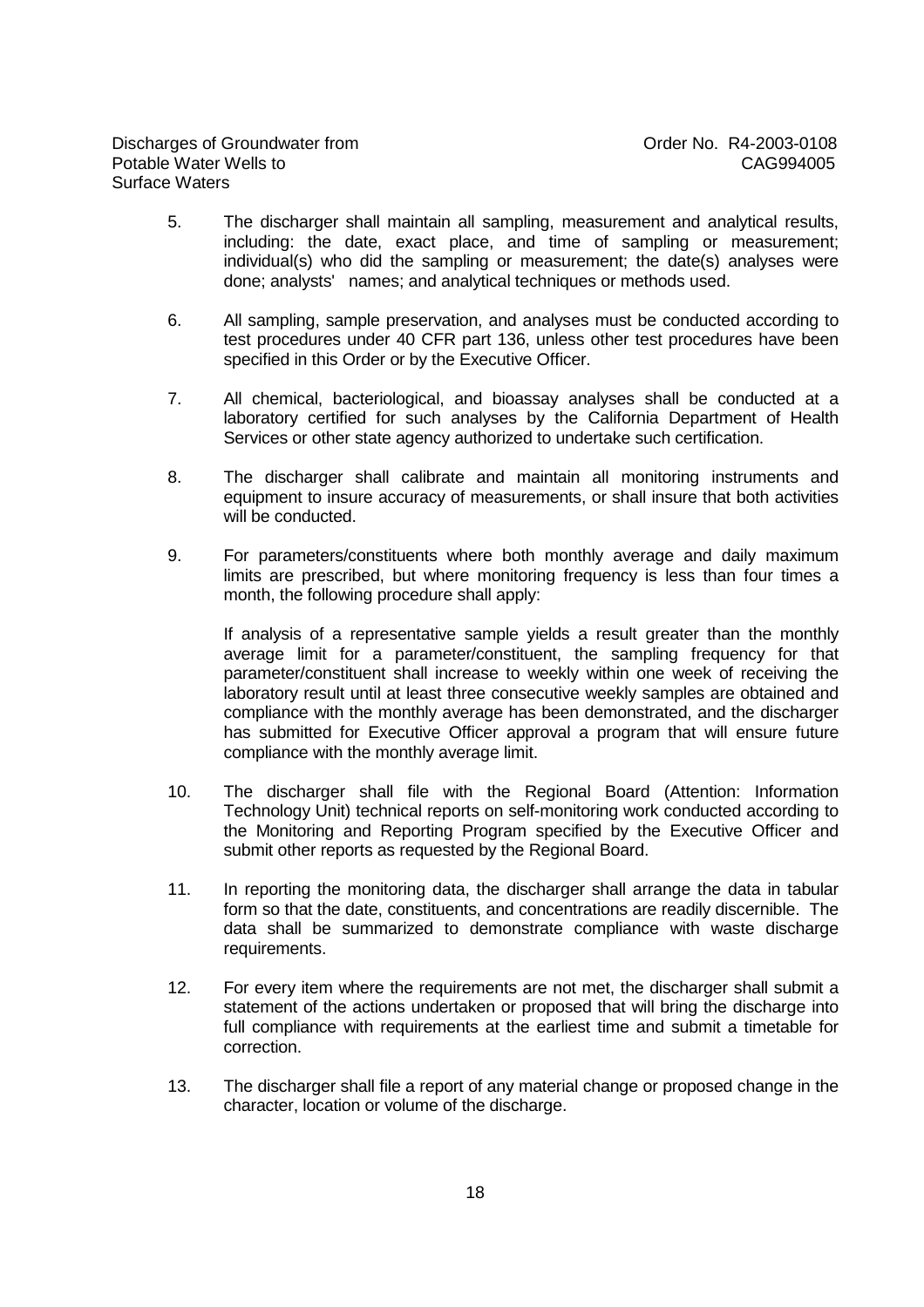5. The discharger shall maintain all sampling, measurement and analytical results, including: the date, exact place, and time of sampling or measurement; individual(s) who did the sampling or measurement; the date(s) analyses were done; analysts' names; and analytical techniques or methods used.

6. All sampling, sample preservation, and analyses must be conducted according to test procedures under 40 CFR part 136, unless other test procedures have been specified in this Order or by the Executive Officer.

7. All chemical, bacteriological, and bioassay analyses shall be conducted at a laboratory certified for such analyses by the California Department of Health Services or other state agency authorized to undertake such certification.

8. The discharger shall calibrate and maintain all monitoring instruments and equipment to insure accuracy of measurements, or shall insure that both activities will be conducted.

9. For parameters/constituents where both monthly average and daily maximum limits are prescribed, but where monitoring frequency is less than four times a month, the following procedure shall apply:

   If analysis of a representative sample yields a result greater than the monthly average limit for a parameter/constituent, the sampling frequency for that parameter/constituent shall increase to weekly within one week of receiving the laboratory result until at least three consecutive weekly samples are obtained and compliance with the monthly average has been demonstrated, and the discharger has submitted for Executive Officer approval a program that will ensure future compliance with the monthly average limit.

10. The discharger shall file with the Regional Board (Attention: Information Technology Unit) technical reports on self-monitoring work conducted according to the Monitoring and Reporting Program specified by the Executive Officer and submit other reports as requested by the Regional Board.

11. In reporting the monitoring data, the discharger shall arrange the data in tabular form so that the date, constituents, and concentrations are readily discernible. The data shall be summarized to demonstrate compliance with waste discharge requirements.

12. For every item where the requirements are not met, the discharger shall submit a statement of the actions undertaken or proposed that will bring the discharge into full compliance with requirements at the earliest time and submit a timetable for correction.

13. The discharger shall file a report of any material change or proposed change in the character, location or volume of the discharge.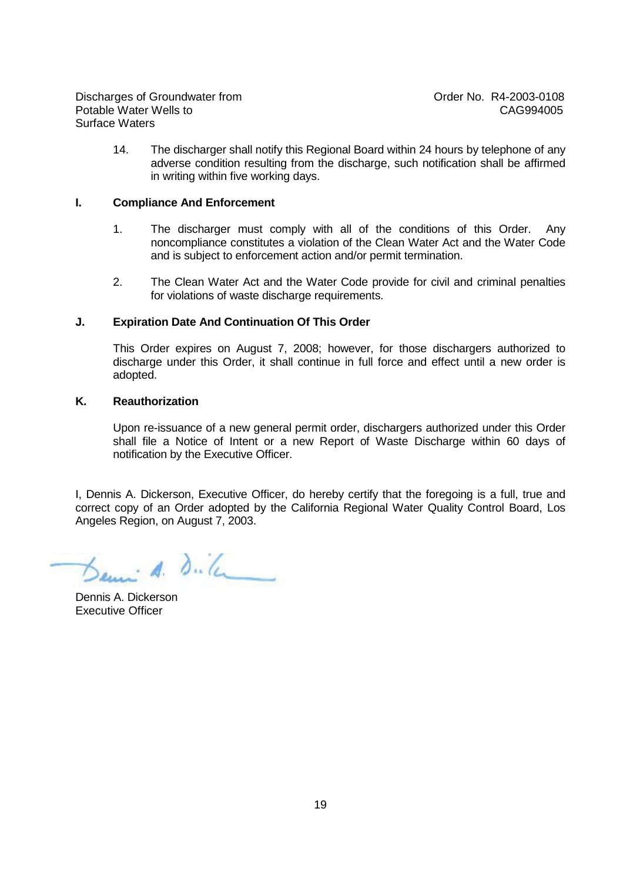14. The discharger shall notify this Regional Board within 24 hours by telephone of any adverse condition resulting from the discharge, such notification shall be affirmed in writing within five working days.

## I. Compliance And Enforcement

1. The discharger must comply with all of the conditions of this Order. Any noncompliance constitutes a violation of the Clean Water Act and the Water Code and is subject to enforcement action and/or permit termination.

2. The Clean Water Act and the Water Code provide for civil and criminal penalties for violations of waste discharge requirements.

## J. Expiration Date And Continuation Of This Order

This Order expires on August 7, 2008; however, for those dischargers authorized to discharge under this Order, it shall continue in full force and effect until a new order is adopted.

## K. Reauthorization

Upon re-issuance of a new general permit order, dischargers authorized under this Order shall file a Notice of Intent or a new Report of Waste Discharge within 60 days of notification by the Executive Officer.

I, Dennis A. Dickerson, Executive Officer, do hereby certify that the foregoing is a full, true and correct copy of an Order adopted by the California Regional Water Quality Control Board, Los Angeles Region, on August 7, 2003.

Dennis A. Dickerson
Executive Officer